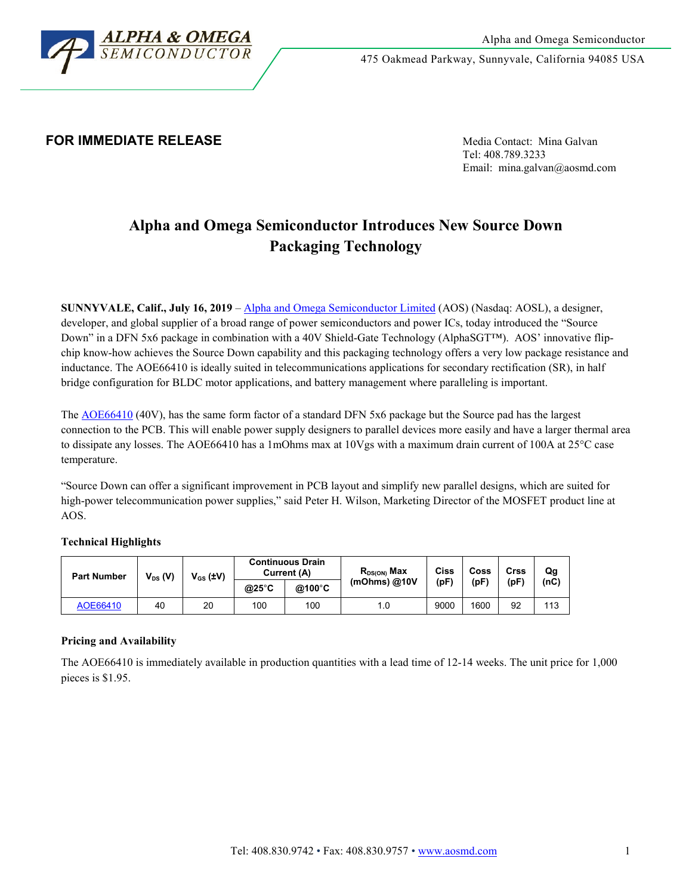Alpha and Omega Semiconductor

475 Oakmead Parkway, Sunnyvale, California 94085 USA

**FOR IMMEDIATE RELEASE**

Media Contact: Mina Galvan
Tel: 408.789.3233
Email: mina.galvan@aosmd.com

# Alpha and Omega Semiconductor Introduces New Source Down Packaging Technology

**SUNNYVALE, Calif., July 16, 2019** – Alpha and Omega Semiconductor Limited (AOS) (Nasdaq: AOSL), a designer, developer, and global supplier of a broad range of power semiconductors and power ICs, today introduced the "Source Down" in a DFN 5x6 package in combination with a 40V Shield-Gate Technology (AlphaSGT™). AOS' innovative flip-chip know-how achieves the Source Down capability and this packaging technology offers a very low package resistance and inductance. The AOE66410 is ideally suited in telecommunications applications for secondary rectification (SR), in half bridge configuration for BLDC motor applications, and battery management where paralleling is important.

The AOE66410 (40V), has the same form factor of a standard DFN 5x6 package but the Source pad has the largest connection to the PCB. This will enable power supply designers to parallel devices more easily and have a larger thermal area to dissipate any losses. The AOE66410 has a 1mOhms max at 10Vgs with a maximum drain current of 100A at 25°C case temperature.

"Source Down can offer a significant improvement in PCB layout and simplify new parallel designs, which are suited for high-power telecommunication power supplies," said Peter H. Wilson, Marketing Director of the MOSFET product line at AOS.

**Technical Highlights**

| Part Number | $V_{DS}$ (V) | $V_{GS}$ (±V) | Continuous Drain Current (A) | | $R_{DS(ON)}$ Max (mOhms) @10V | Ciss (pF) | Coss (pF) | Crss (pF) | Qg (nC) |
|---|---|---|---|---|---|---|---|---|---|
| | | | @25°C | @100°C | | | | | |
| AOE66410 | 40 | 20 | 100 | 100 | 1.0 | 9000 | 1600 | 92 | 113 |

**Pricing and Availability**

The AOE66410 is immediately available in production quantities with a lead time of 12-14 weeks. The unit price for 1,000 pieces is $1.95.

Tel: 408.830.9742 • Fax: 408.830.9757 • www.aosmd.com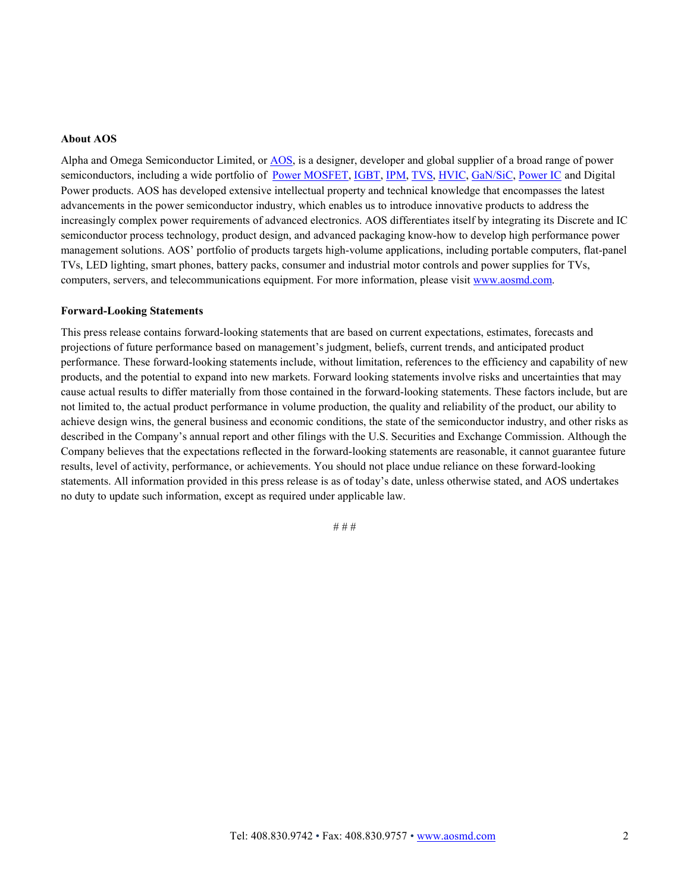**About AOS**

Alpha and Omega Semiconductor Limited, or AOS, is a designer, developer and global supplier of a broad range of power semiconductors, including a wide portfolio of Power MOSFET, IGBT, IPM, TVS, HVIC, GaN/SiC, Power IC and Digital Power products. AOS has developed extensive intellectual property and technical knowledge that encompasses the latest advancements in the power semiconductor industry, which enables us to introduce innovative products to address the increasingly complex power requirements of advanced electronics. AOS differentiates itself by integrating its Discrete and IC semiconductor process technology, product design, and advanced packaging know-how to develop high performance power management solutions. AOS' portfolio of products targets high-volume applications, including portable computers, flat-panel TVs, LED lighting, smart phones, battery packs, consumer and industrial motor controls and power supplies for TVs, computers, servers, and telecommunications equipment. For more information, please visit www.aosmd.com.

**Forward-Looking Statements**

This press release contains forward-looking statements that are based on current expectations, estimates, forecasts and projections of future performance based on management's judgment, beliefs, current trends, and anticipated product performance. These forward-looking statements include, without limitation, references to the efficiency and capability of new products, and the potential to expand into new markets. Forward looking statements involve risks and uncertainties that may cause actual results to differ materially from those contained in the forward-looking statements. These factors include, but are not limited to, the actual product performance in volume production, the quality and reliability of the product, our ability to achieve design wins, the general business and economic conditions, the state of the semiconductor industry, and other risks as described in the Company's annual report and other filings with the U.S. Securities and Exchange Commission. Although the Company believes that the expectations reflected in the forward-looking statements are reasonable, it cannot guarantee future results, level of activity, performance, or achievements. You should not place undue reliance on these forward-looking statements. All information provided in this press release is as of today's date, unless otherwise stated, and AOS undertakes no duty to update such information, except as required under applicable law.

# # #